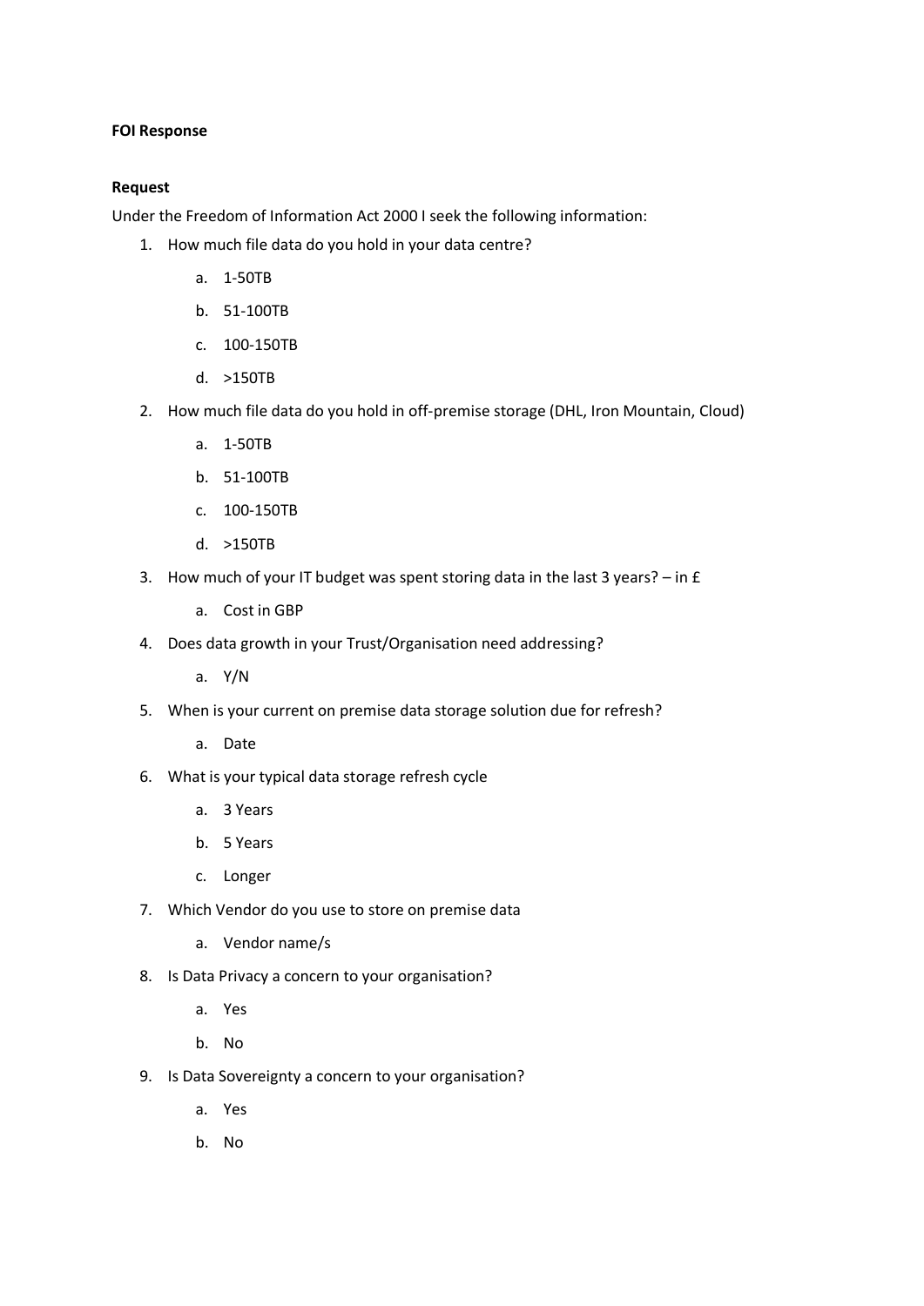**FOI Response**

**Request**

Under the Freedom of Information Act 2000 I seek the following information:

1. How much file data do you hold in your data centre?
   a. 1-50TB
   b. 51-100TB
   c. 100-150TB
   d. >150TB
2. How much file data do you hold in off-premise storage (DHL, Iron Mountain, Cloud)
   a. 1-50TB
   b. 51-100TB
   c. 100-150TB
   d. >150TB
3. How much of your IT budget was spent storing data in the last 3 years? – in £
   a. Cost in GBP
4. Does data growth in your Trust/Organisation need addressing?
   a. Y/N
5. When is your current on premise data storage solution due for refresh?
   a. Date
6. What is your typical data storage refresh cycle
   a. 3 Years
   b. 5 Years
   c. Longer
7. Which Vendor do you use to store on premise data
   a. Vendor name/s
8. Is Data Privacy a concern to your organisation?
   a. Yes
   b. No
9. Is Data Sovereignty a concern to your organisation?
   a. Yes
   b. No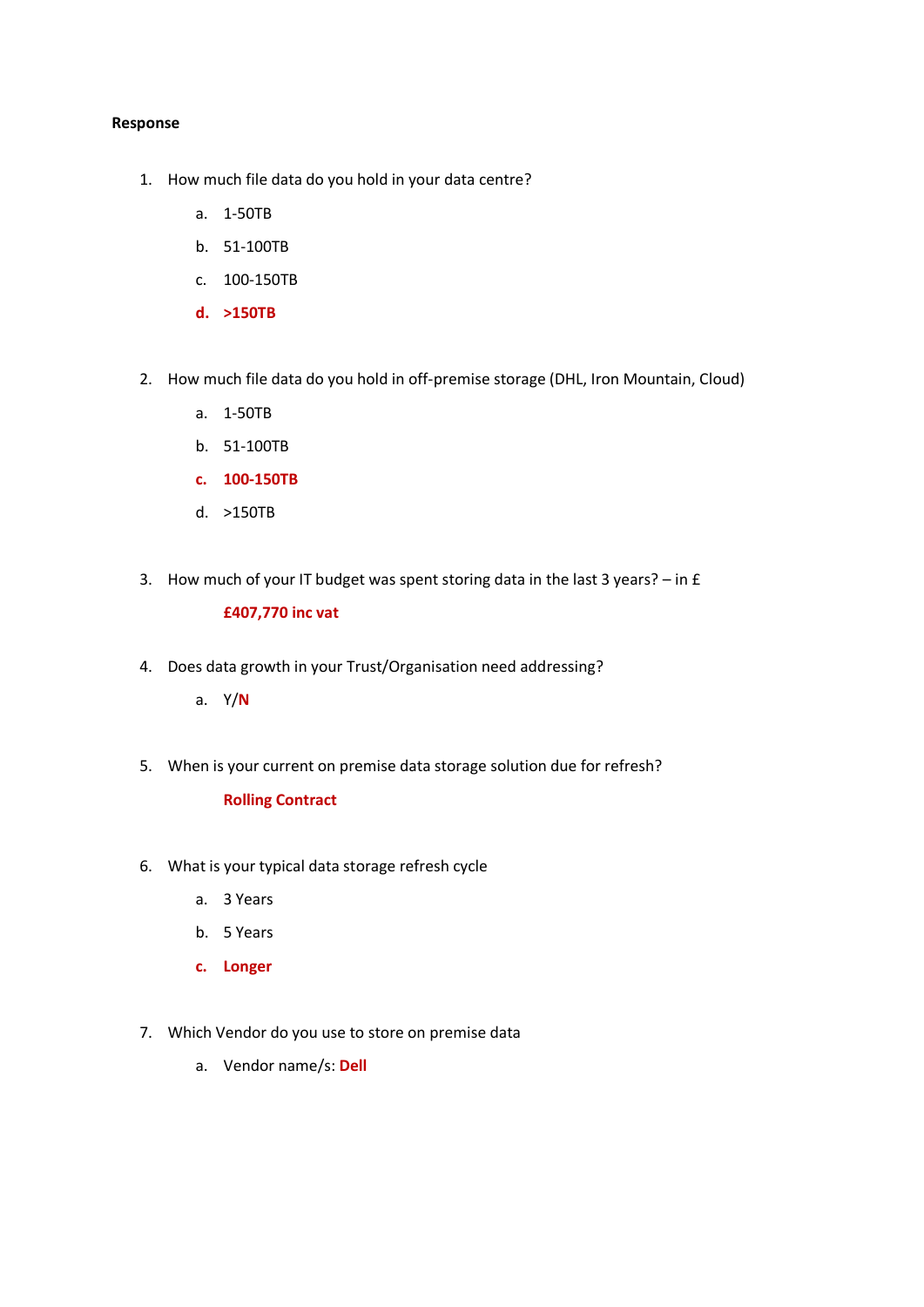**Response**

1. How much file data do you hold in your data centre?
    a. 1-50TB
    b. 51-100TB
    c. 100-150TB
    **d. >150TB**

2. How much file data do you hold in off-premise storage (DHL, Iron Mountain, Cloud)
    a. 1-50TB
    b. 51-100TB
    **c. 100-150TB**
    d. >150TB

3. How much of your IT budget was spent storing data in the last 3 years? – in £

    **£407,770 inc vat**

4. Does data growth in your Trust/Organisation need addressing?
    a. Y/**N**

5. When is your current on premise data storage solution due for refresh?

    **Rolling Contract**

6. What is your typical data storage refresh cycle
    a. 3 Years
    b. 5 Years
    **c. Longer**

7. Which Vendor do you use to store on premise data
    a. Vendor name/s: **Dell**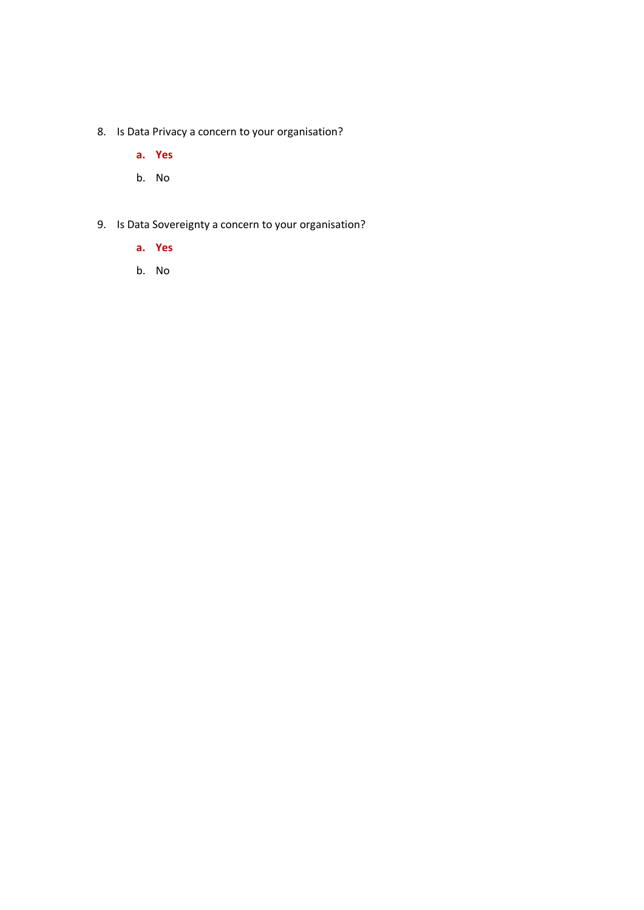8. Is Data Privacy a concern to your organisation?

   a. **Yes**

   b. No

9. Is Data Sovereignty a concern to your organisation?

   a. **Yes**

   b. No